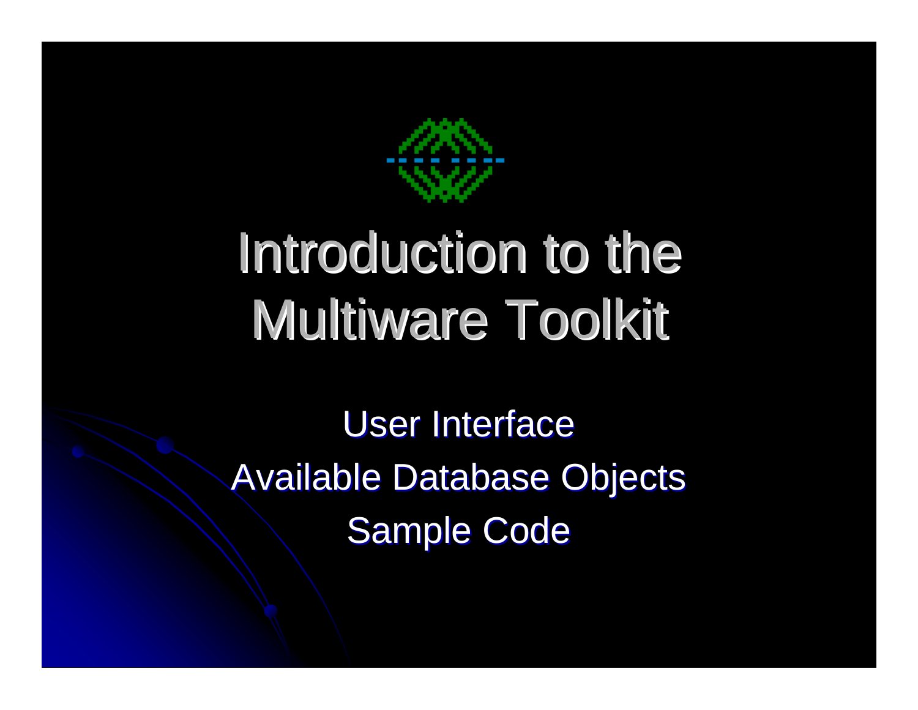# Introduction to the Multiware Toolkit

User Interface

Available Database Objects

Sample Code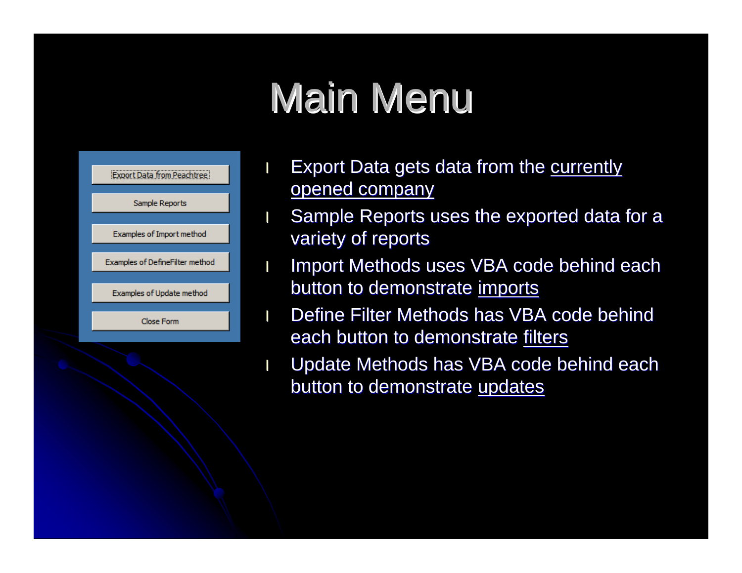# Main Menu

- Export Data from Peachtree
- Sample Reports
- Examples of Import method
- Examples of DefineFilter method
- Examples of Update method
- Close Form

- Export Data gets data from the currently opened company
- Sample Reports uses the exported data for a variety of reports
- Import Methods uses VBA code behind each button to demonstrate imports
- Define Filter Methods has VBA code behind each button to demonstrate filters
- Update Methods has VBA code behind each button to demonstrate updates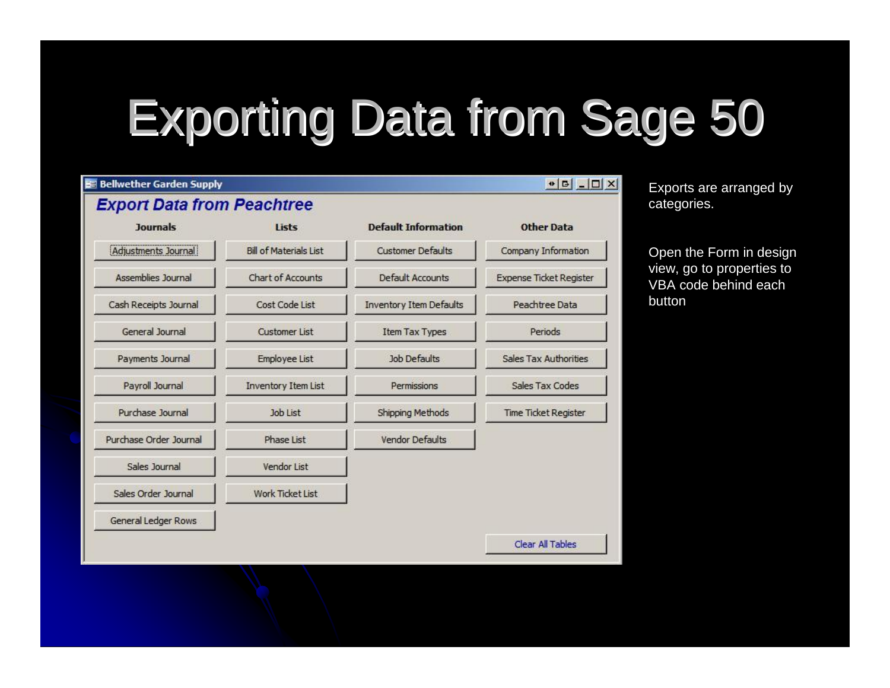# Exporting Data from Sage 50

Bellwether Garden Supply

## *Export Data from Peachtree*

| Journals | Lists | Default Information | Other Data |
| --- | --- | --- | --- |
| Adjustments Journal | Bill of Materials List | Customer Defaults | Company Information |
| Assemblies Journal | Chart of Accounts | Default Accounts | Expense Ticket Register |
| Cash Receipts Journal | Cost Code List | Inventory Item Defaults | Peachtree Data |
| General Journal | Customer List | Item Tax Types | Periods |
| Payments Journal | Employee List | Job Defaults | Sales Tax Authorities |
| Payroll Journal | Inventory Item List | Permissions | Sales Tax Codes |
| Purchase Journal | Job List | Shipping Methods | Time Ticket Register |
| Purchase Order Journal | Phase List | Vendor Defaults | |
| Sales Journal | Vendor List | | |
| Sales Order Journal | Work Ticket List | | |
| General Ledger Rows | | | |

Clear All Tables

Exports are arranged by categories.

Open the Form in design view, go to properties to VBA code behind each button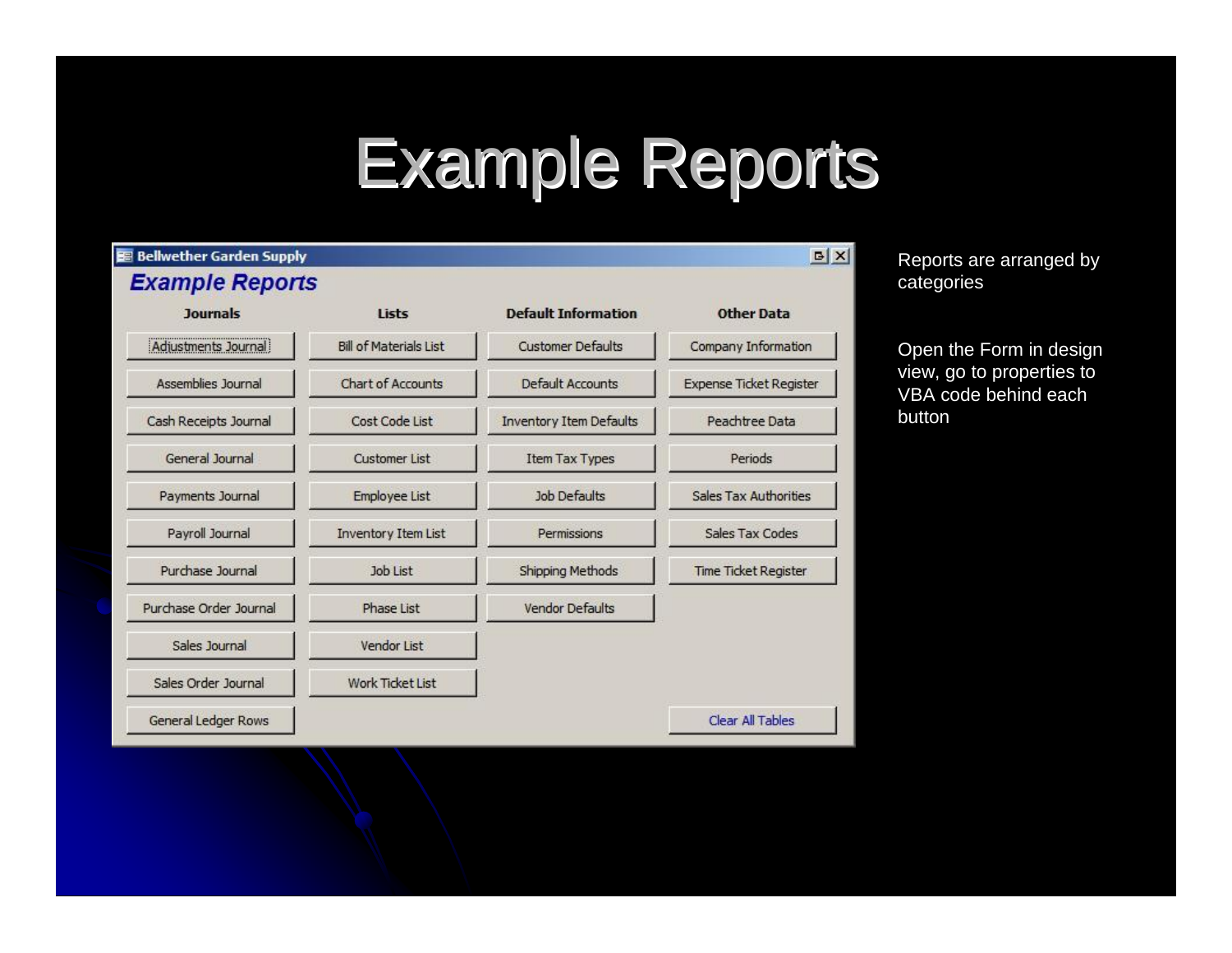# Example Reports

**Bellwether Garden Supply**

## *Example Reports*

| Journals | Lists | Default Information | Other Data |
|---|---|---|---|
| Adjustments Journal | Bill of Materials List | Customer Defaults | Company Information |
| Assemblies Journal | Chart of Accounts | Default Accounts | Expense Ticket Register |
| Cash Receipts Journal | Cost Code List | Inventory Item Defaults | Peachtree Data |
| General Journal | Customer List | Item Tax Types | Periods |
| Payments Journal | Employee List | Job Defaults | Sales Tax Authorities |
| Payroll Journal | Inventory Item List | Permissions | Sales Tax Codes |
| Purchase Journal | Job List | Shipping Methods | Time Ticket Register |
| Purchase Order Journal | Phase List | Vendor Defaults | |
| Sales Journal | Vendor List | | |
| Sales Order Journal | Work Ticket List | | |
| General Ledger Rows | | | Clear All Tables |

Reports are arranged by categories

Open the Form in design view, go to properties to VBA code behind each button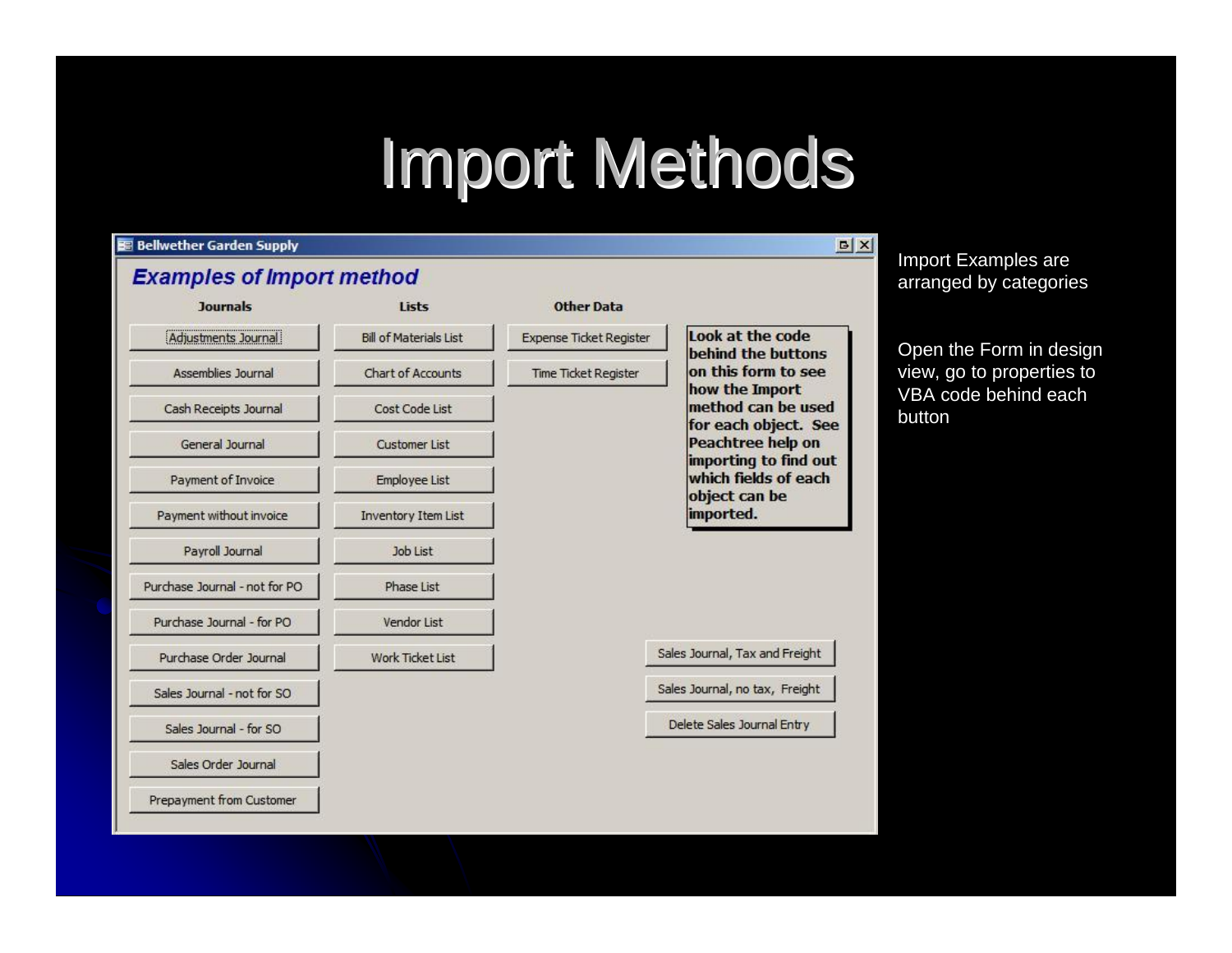# Import Methods

**Bellwether Garden Supply**

***Examples of Import method***

| Journals | Lists | Other Data |
|---|---|---|
| Adjustments Journal | Bill of Materials List | Expense Ticket Register |
| Assemblies Journal | Chart of Accounts | Time Ticket Register |
| Cash Receipts Journal | Cost Code List | |
| General Journal | Customer List | |
| Payment of Invoice | Employee List | |
| Payment without invoice | Inventory Item List | |
| Payroll Journal | Job List | |
| Purchase Journal - not for PO | Phase List | |
| Purchase Journal - for PO | Vendor List | |
| Purchase Order Journal | Work Ticket List | |
| Sales Journal - not for SO | | |
| Sales Journal - for SO | | |
| Sales Order Journal | | |
| Prepayment from Customer | | |

**Look at the code behind the buttons on this form to see how the Import method can be used for each object. See Peachtree help on importing to find out which fields of each object can be imported.**

- Sales Journal, Tax and Freight
- Sales Journal, no tax, Freight
- Delete Sales Journal Entry

Import Examples are arranged by categories

Open the Form in design view, go to properties to VBA code behind each button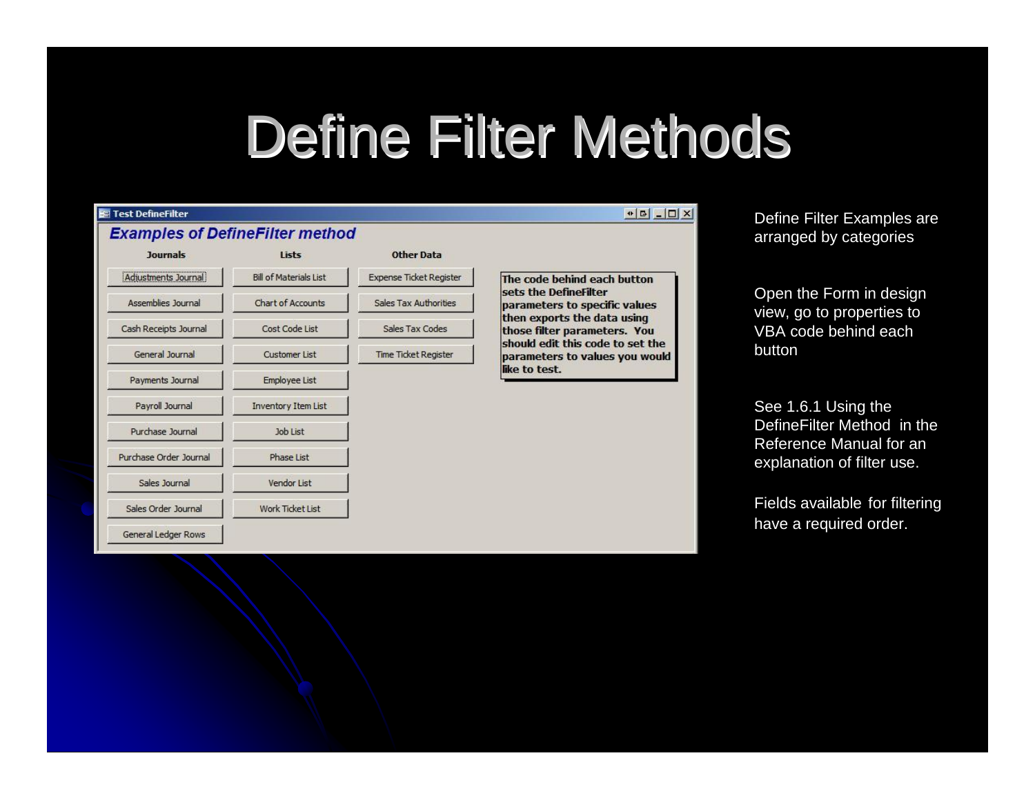# Define Filter Methods

**Test DefineFilter**

***Examples of DefineFilter method***

| Journals | Lists | Other Data |
|---|---|---|
| Adjustments Journal | Bill of Materials List | Expense Ticket Register |
| Assemblies Journal | Chart of Accounts | Sales Tax Authorities |
| Cash Receipts Journal | Cost Code List | Sales Tax Codes |
| General Journal | Customer List | Time Ticket Register |
| Payments Journal | Employee List | |
| Payroll Journal | Inventory Item List | |
| Purchase Journal | Job List | |
| Purchase Order Journal | Phase List | |
| Sales Journal | Vendor List | |
| Sales Order Journal | Work Ticket List | |
| General Ledger Rows | | |

**The code behind each button sets the DefineFilter parameters to specific values then exports the data using those filter parameters. You should edit this code to set the parameters to values you would like to test.**

Define Filter Examples are arranged by categories

Open the Form in design view, go to properties to VBA code behind each button

See 1.6.1 Using the DefineFilter Method in the Reference Manual for an explanation of filter use.

Fields available for filtering have a required order.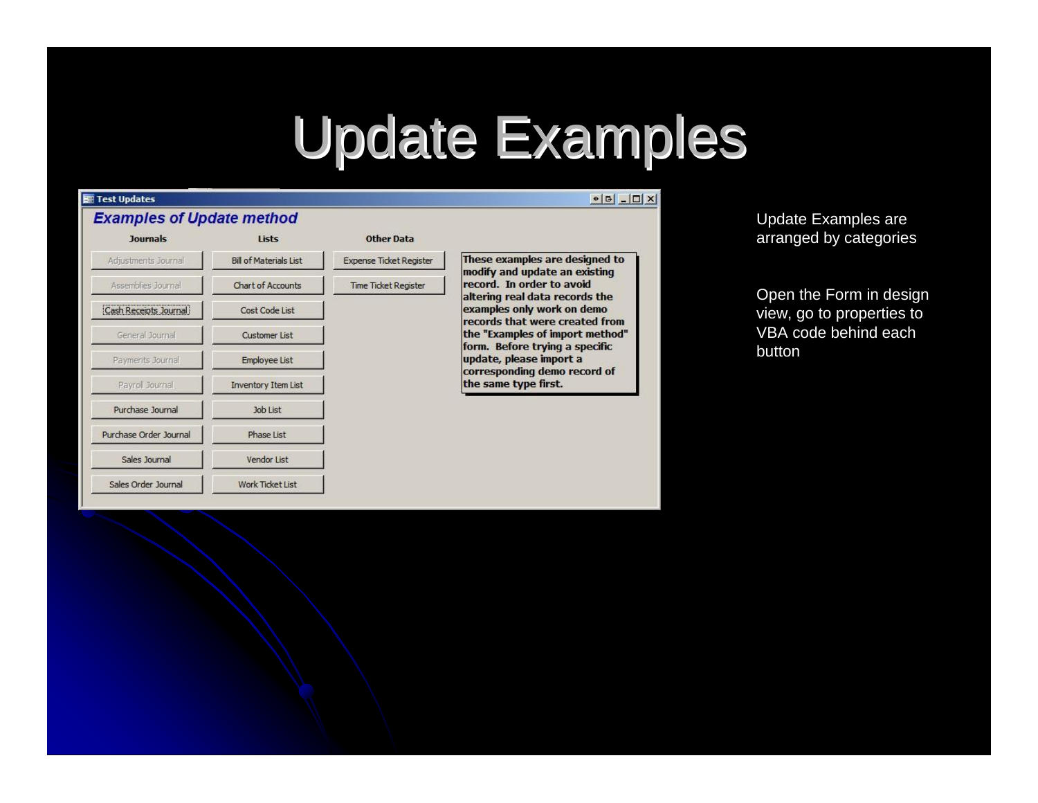# Update Examples

**Test Updates**

***Examples of Update method***

| Journals | Lists | Other Data |
|---|---|---|
| Adjustments Journal | Bill of Materials List | Expense Ticket Register |
| Assemblies Journal | Chart of Accounts | Time Ticket Register |
| Cash Receipts Journal | Cost Code List | |
| General Journal | Customer List | |
| Payments Journal | Employee List | |
| Payroll Journal | Inventory Item List | |
| Purchase Journal | Job List | |
| Purchase Order Journal | Phase List | |
| Sales Journal | Vendor List | |
| Sales Order Journal | Work Ticket List | |

**These examples are designed to modify and update an existing record. In order to avoid altering real data records the examples only work on demo records that were created from the "Examples of import method" form. Before trying a specific update, please import a corresponding demo record of the same type first.**

Update Examples are arranged by categories

Open the Form in design view, go to properties to VBA code behind each button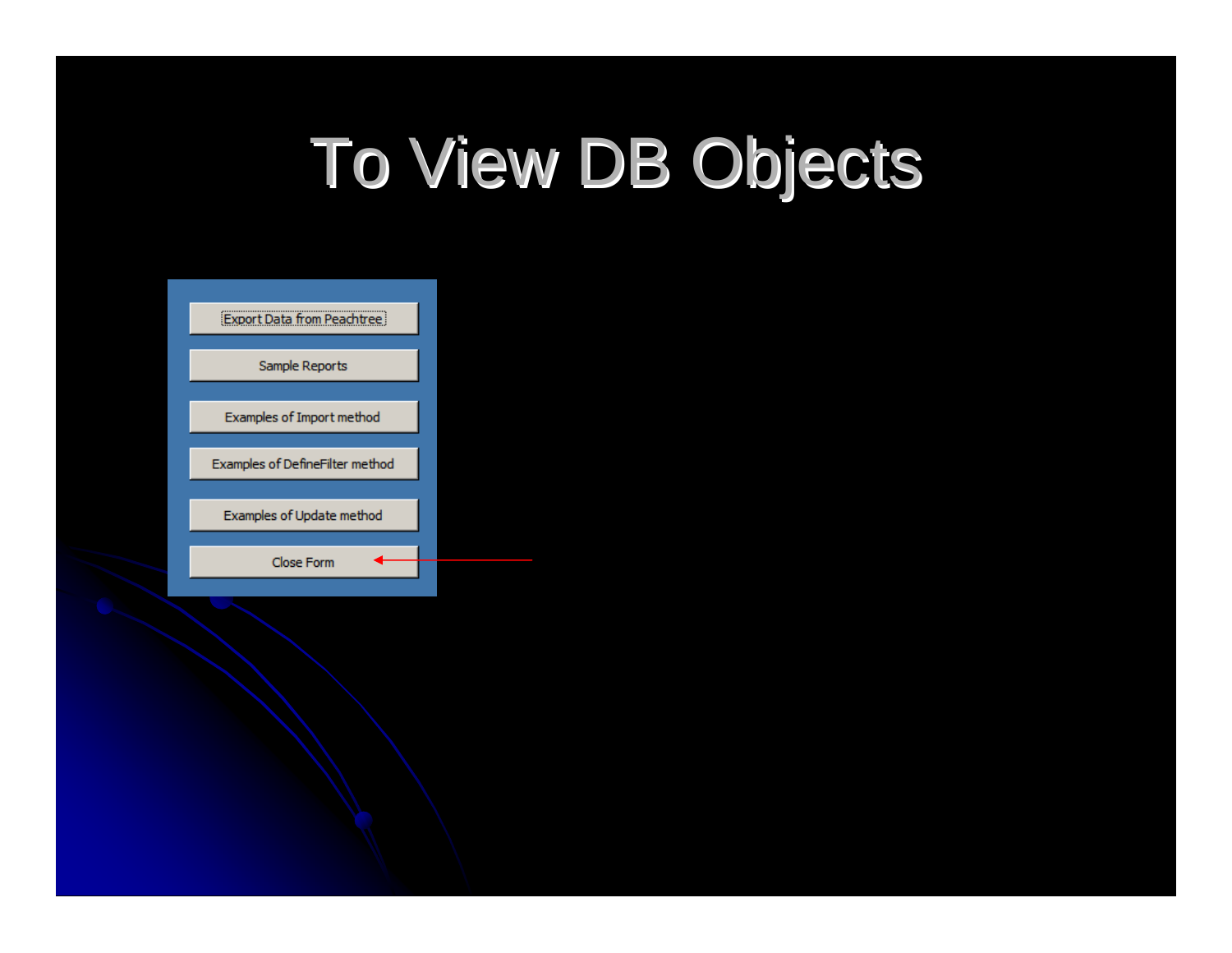# To View DB Objects

- Export Data from Peachtree
- Sample Reports
- Examples of Import method
- Examples of DefineFilter method
- Examples of Update method
- Close Form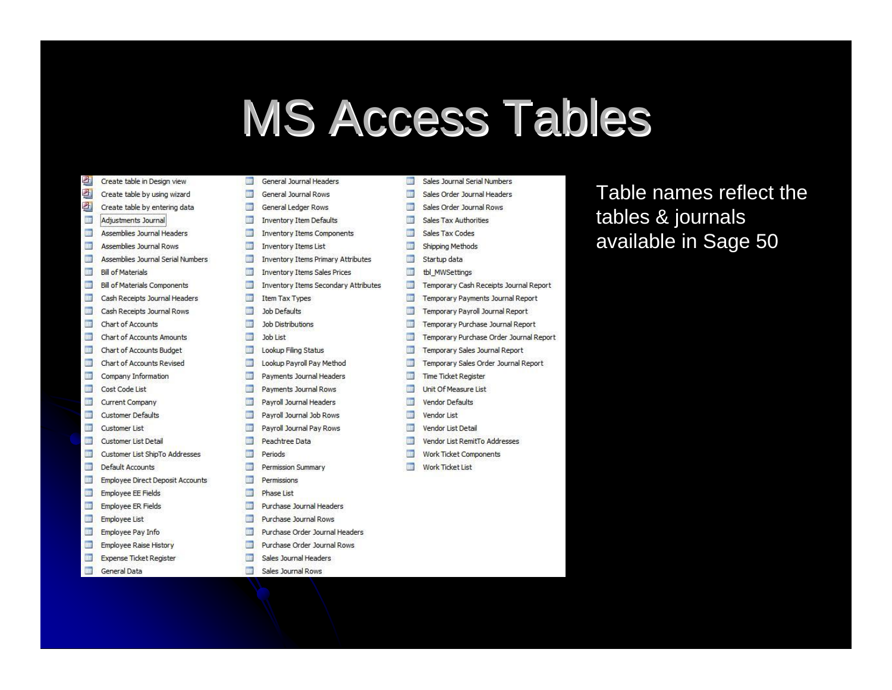# MS Access Tables

- Create table in Design view
- Create table by using wizard
- Create table by entering data
- Adjustments Journal
- Assemblies Journal Headers
- Assemblies Journal Rows
- Assemblies Journal Serial Numbers
- Bill of Materials
- Bill of Materials Components
- Cash Receipts Journal Headers
- Cash Receipts Journal Rows
- Chart of Accounts
- Chart of Accounts Amounts
- Chart of Accounts Budget
- Chart of Accounts Revised
- Company Information
- Cost Code List
- Current Company
- Customer Defaults
- Customer List
- Customer List Detail
- Customer List ShipTo Addresses
- Default Accounts
- Employee Direct Deposit Accounts
- Employee EE Fields
- Employee ER Fields
- Employee List
- Employee Pay Info
- Employee Raise History
- Expense Ticket Register
- General Data
- General Journal Headers
- General Journal Rows
- General Ledger Rows
- Inventory Item Defaults
- Inventory Items Components
- Inventory Items List
- Inventory Items Primary Attributes
- Inventory Items Sales Prices
- Inventory Items Secondary Attributes
- Item Tax Types
- Job Defaults
- Job Distributions
- Job List
- Lookup Filing Status
- Lookup Payroll Pay Method
- Payments Journal Headers
- Payments Journal Rows
- Payroll Journal Headers
- Payroll Journal Job Rows
- Payroll Journal Pay Rows
- Peachtree Data
- Periods
- Permission Summary
- Permissions
- Phase List
- Purchase Journal Headers
- Purchase Journal Rows
- Purchase Order Journal Headers
- Purchase Order Journal Rows
- Sales Journal Headers
- Sales Journal Rows
- Sales Journal Serial Numbers
- Sales Order Journal Headers
- Sales Order Journal Rows
- Sales Tax Authorities
- Sales Tax Codes
- Shipping Methods
- Startup data
- tbl_MWSettings
- Temporary Cash Receipts Journal Report
- Temporary Payments Journal Report
- Temporary Payroll Journal Report
- Temporary Purchase Journal Report
- Temporary Purchase Order Journal Report
- Temporary Sales Journal Report
- Temporary Sales Order Journal Report
- Time Ticket Register
- Unit Of Measure List
- Vendor Defaults
- Vendor List
- Vendor List Detail
- Vendor List RemitTo Addresses
- Work Ticket Components
- Work Ticket List

Table names reflect the tables & journals available in Sage 50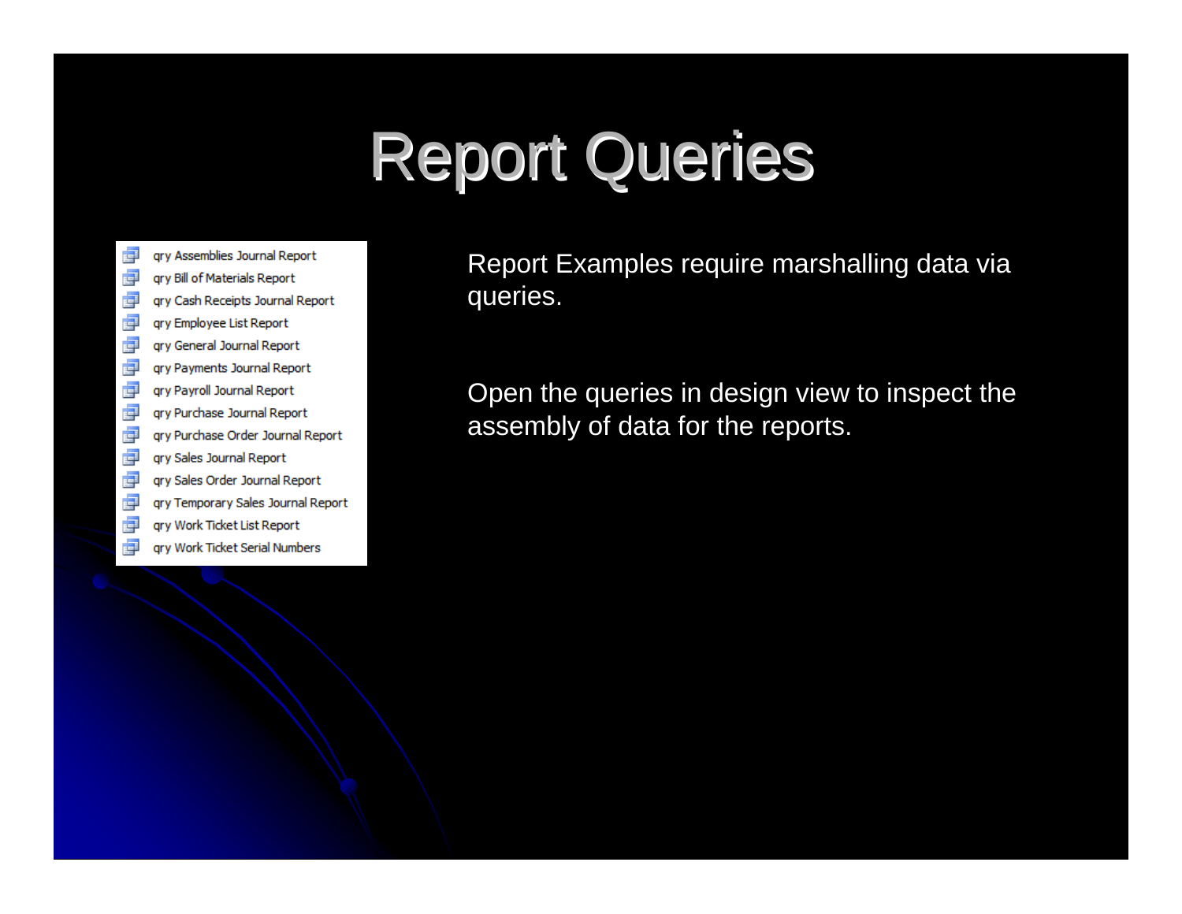# Report Queries

- qry Assemblies Journal Report
- qry Bill of Materials Report
- qry Cash Receipts Journal Report
- qry Employee List Report
- qry General Journal Report
- qry Payments Journal Report
- qry Payroll Journal Report
- qry Purchase Journal Report
- qry Purchase Order Journal Report
- qry Sales Journal Report
- qry Sales Order Journal Report
- qry Temporary Sales Journal Report
- qry Work Ticket List Report
- qry Work Ticket Serial Numbers

Report Examples require marshalling data via queries.

Open the queries in design view to inspect the assembly of data for the reports.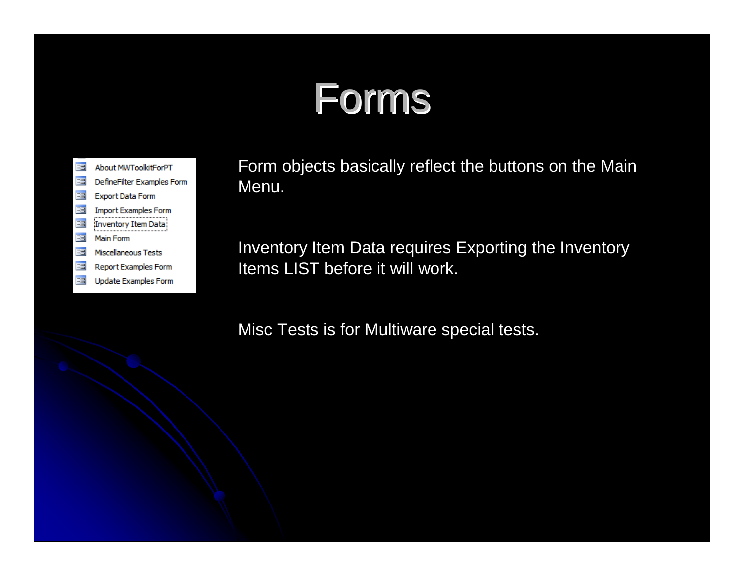# Forms

- About MWToolkitForPT
- DefineFilter Examples Form
- Export Data Form
- Import Examples Form
- Inventory Item Data
- Main Form
- Miscellaneous Tests
- Report Examples Form
- Update Examples Form

Form objects basically reflect the buttons on the Main Menu.

Inventory Item Data requires Exporting the Inventory Items LIST before it will work.

Misc Tests is for Multiware special tests.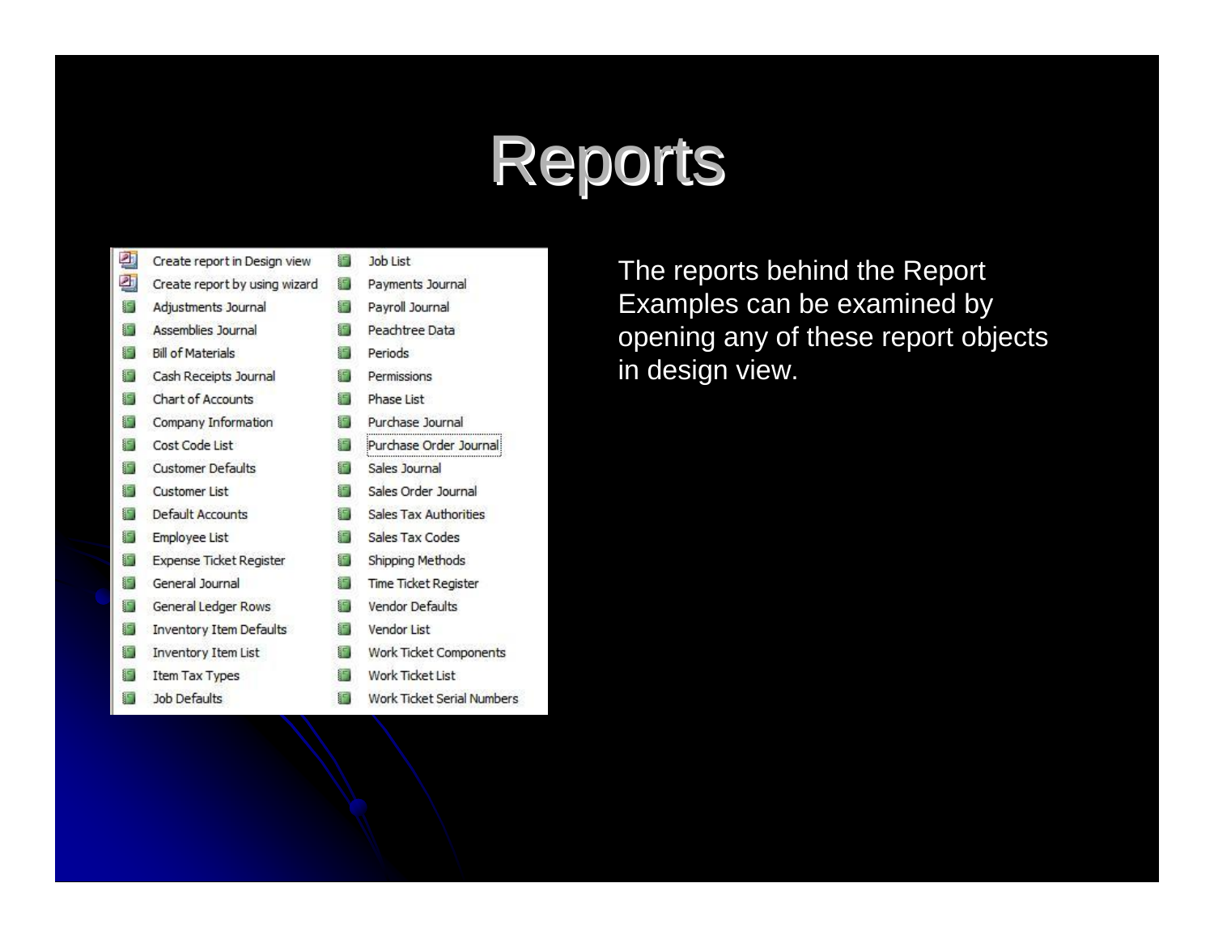# Reports

- Create report in Design view
- Create report by using wizard
- Adjustments Journal
- Assemblies Journal
- Bill of Materials
- Cash Receipts Journal
- Chart of Accounts
- Company Information
- Cost Code List
- Customer Defaults
- Customer List
- Default Accounts
- Employee List
- Expense Ticket Register
- General Journal
- General Ledger Rows
- Inventory Item Defaults
- Inventory Item List
- Item Tax Types
- Job Defaults
- Job List
- Payments Journal
- Payroll Journal
- Peachtree Data
- Periods
- Permissions
- Phase List
- Purchase Journal
- Purchase Order Journal
- Sales Journal
- Sales Order Journal
- Sales Tax Authorities
- Sales Tax Codes
- Shipping Methods
- Time Ticket Register
- Vendor Defaults
- Vendor List
- Work Ticket Components
- Work Ticket List
- Work Ticket Serial Numbers

The reports behind the Report Examples can be examined by opening any of these report objects in design view.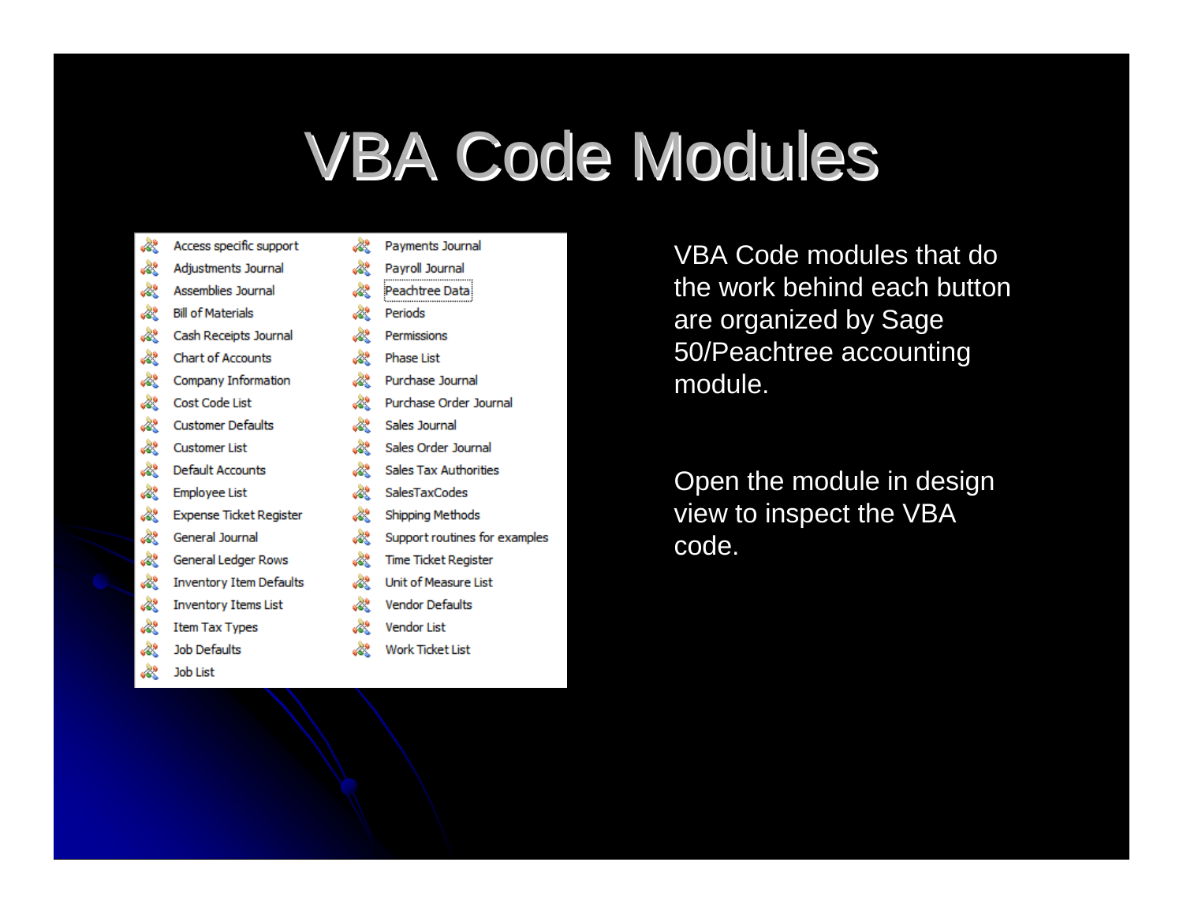# VBA Code Modules

- Access specific support
- Adjustments Journal
- Assemblies Journal
- Bill of Materials
- Cash Receipts Journal
- Chart of Accounts
- Company Information
- Cost Code List
- Customer Defaults
- Customer List
- Default Accounts
- Employee List
- Expense Ticket Register
- General Journal
- General Ledger Rows
- Inventory Item Defaults
- Inventory Items List
- Item Tax Types
- Job Defaults
- Job List
- Payments Journal
- Payroll Journal
- Peachtree Data
- Periods
- Permissions
- Phase List
- Purchase Journal
- Purchase Order Journal
- Sales Journal
- Sales Order Journal
- Sales Tax Authorities
- SalesTaxCodes
- Shipping Methods
- Support routines for examples
- Time Ticket Register
- Unit of Measure List
- Vendor Defaults
- Vendor List
- Work Ticket List

VBA Code modules that do the work behind each button are organized by Sage 50/Peachtree accounting module.

Open the module in design view to inspect the VBA code.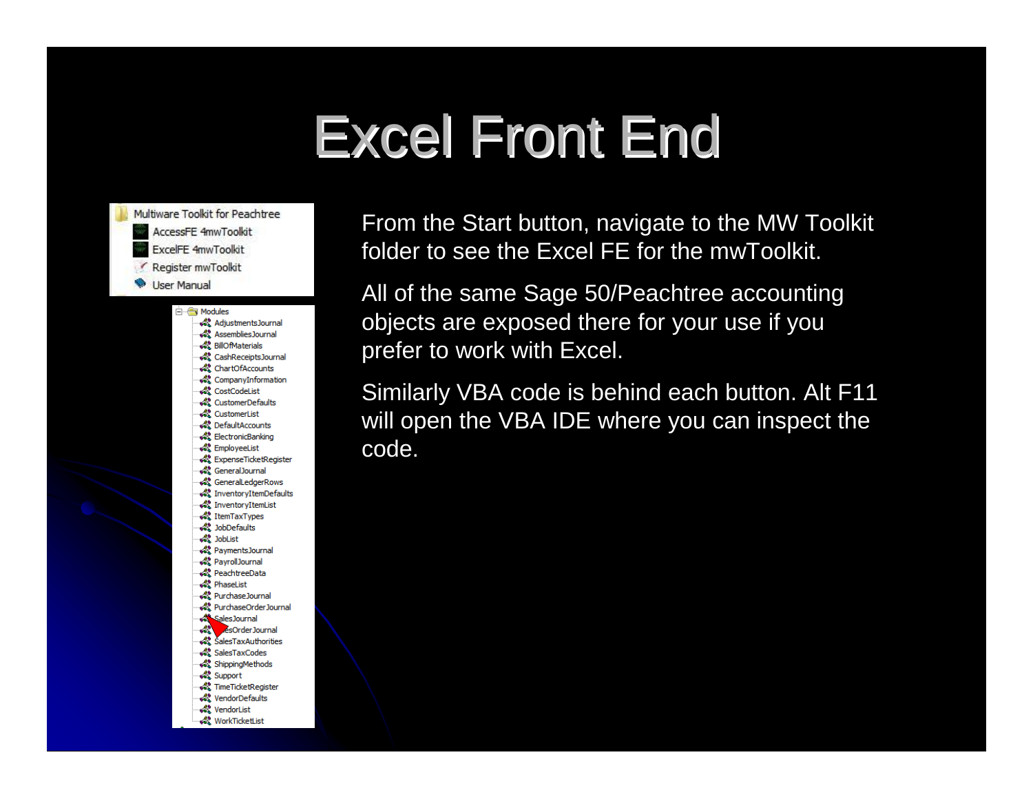# Excel Front End

Multiware Toolkit for Peachtree
- AccessFE 4mwToolkit
- ExcelFE 4mwToolkit
- Register mwToolkit
- User Manual

Modules
- AdjustmentsJournal
- AssembliesJournal
- BillOfMaterials
- CashReceiptsJournal
- ChartOfAccounts
- CompanyInformation
- CostCodeList
- CustomerDefaults
- CustomerList
- DefaultAccounts
- ElectronicBanking
- EmployeeList
- ExpenseTicketRegister
- GeneralJournal
- GeneralLedgerRows
- InventoryItemDefaults
- InventoryItemList
- ItemTaxTypes
- JobDefaults
- JobList
- PaymentsJournal
- PayrollJournal
- PeachtreeData
- PhaseList
- PurchaseJournal
- PurchaseOrderJournal
- SalesJournal
- SalesOrderJournal
- SalesTaxAuthorities
- SalesTaxCodes
- ShippingMethods
- Support
- TimeTicketRegister
- VendorDefaults
- VendorList
- WorkTicketList

From the Start button, navigate to the MW Toolkit folder to see the Excel FE for the mwToolkit.

All of the same Sage 50/Peachtree accounting objects are exposed there for your use if you prefer to work with Excel.

Similarly VBA code is behind each button. Alt F11 will open the VBA IDE where you can inspect the code.